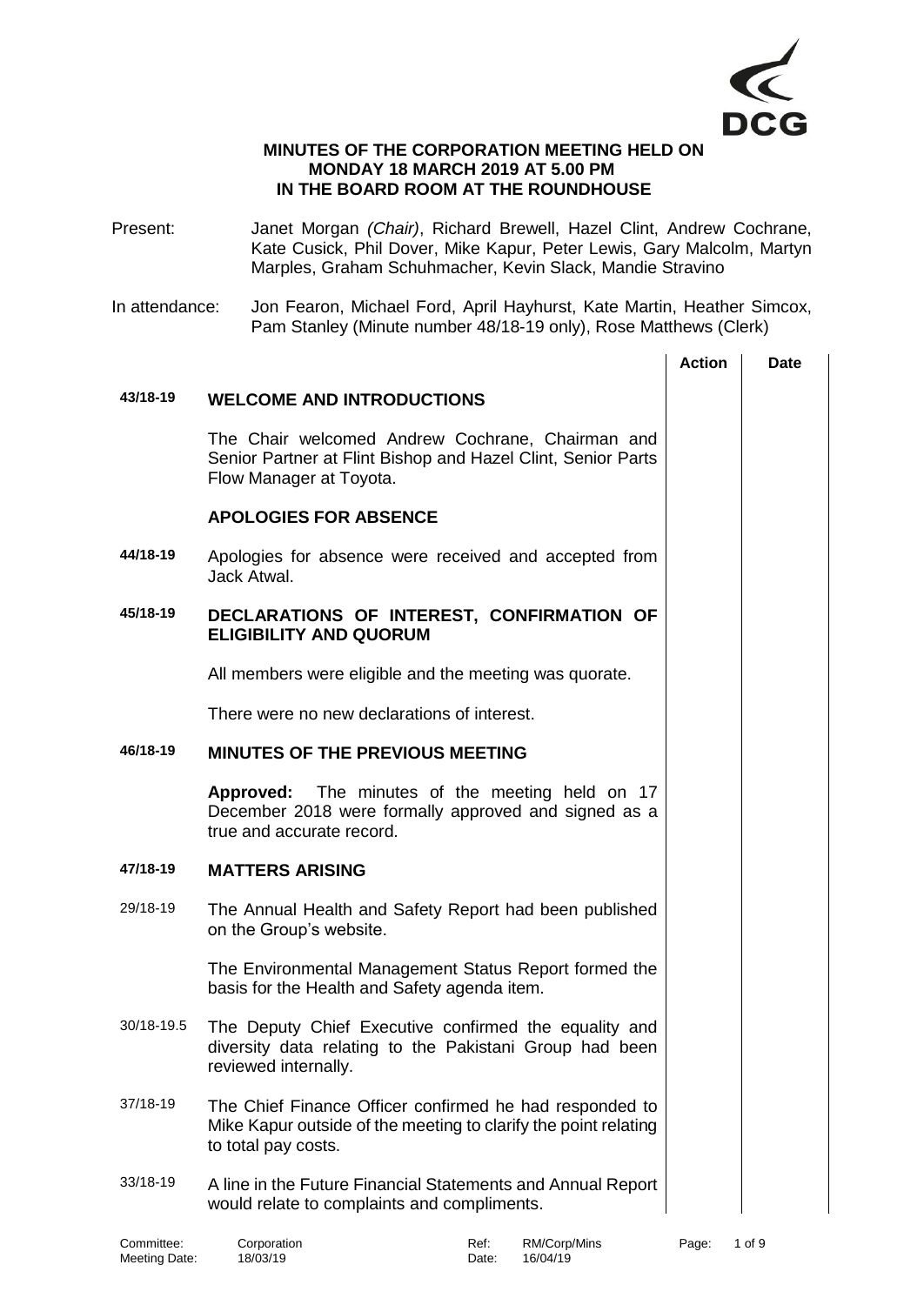**MINUTES OF THE CORPORATION MEETING HELD ON MONDAY 18 MARCH 2019 AT 5.00 PM IN THE BOARD ROOM AT THE ROUNDHOUSE**

Present: Janet Morgan *(Chair)*, Richard Brewell, Hazel Clint, Andrew Cochrane, Kate Cusick, Phil Dover, Mike Kapur, Peter Lewis, Gary Malcolm, Martyn Marples, Graham Schuhmacher, Kevin Slack, Mandie Stravino

In attendance: Jon Fearon, Michael Ford, April Hayhurst, Kate Martin, Heather Simcox, Pam Stanley (Minute number 48/18-19 only), Rose Matthews (Clerk)

| | | Action | Date |
|---|---|---|---|
| 43/18-19 | **WELCOME AND INTRODUCTIONS** | | |
| | The Chair welcomed Andrew Cochrane, Chairman and Senior Partner at Flint Bishop and Hazel Clint, Senior Parts Flow Manager at Toyota. | | |
| | **APOLOGIES FOR ABSENCE** | | |
| 44/18-19 | Apologies for absence were received and accepted from Jack Atwal. | | |
| 45/18-19 | **DECLARATIONS OF INTEREST, CONFIRMATION OF ELIGIBILITY AND QUORUM** | | |
| | All members were eligible and the meeting was quorate. | | |
| | There were no new declarations of interest. | | |
| 46/18-19 | **MINUTES OF THE PREVIOUS MEETING** | | |
| | **Approved:** The minutes of the meeting held on 17 December 2018 were formally approved and signed as a true and accurate record. | | |
| 47/18-19 | **MATTERS ARISING** | | |
| 29/18-19 | The Annual Health and Safety Report had been published on the Group's website. | | |
| | The Environmental Management Status Report formed the basis for the Health and Safety agenda item. | | |
| 30/18-19.5 | The Deputy Chief Executive confirmed the equality and diversity data relating to the Pakistani Group had been reviewed internally. | | |
| 37/18-19 | The Chief Finance Officer confirmed he had responded to Mike Kapur outside of the meeting to clarify the point relating to total pay costs. | | |
| 33/18-19 | A line in the Future Financial Statements and Annual Report would relate to complaints and compliments. | | |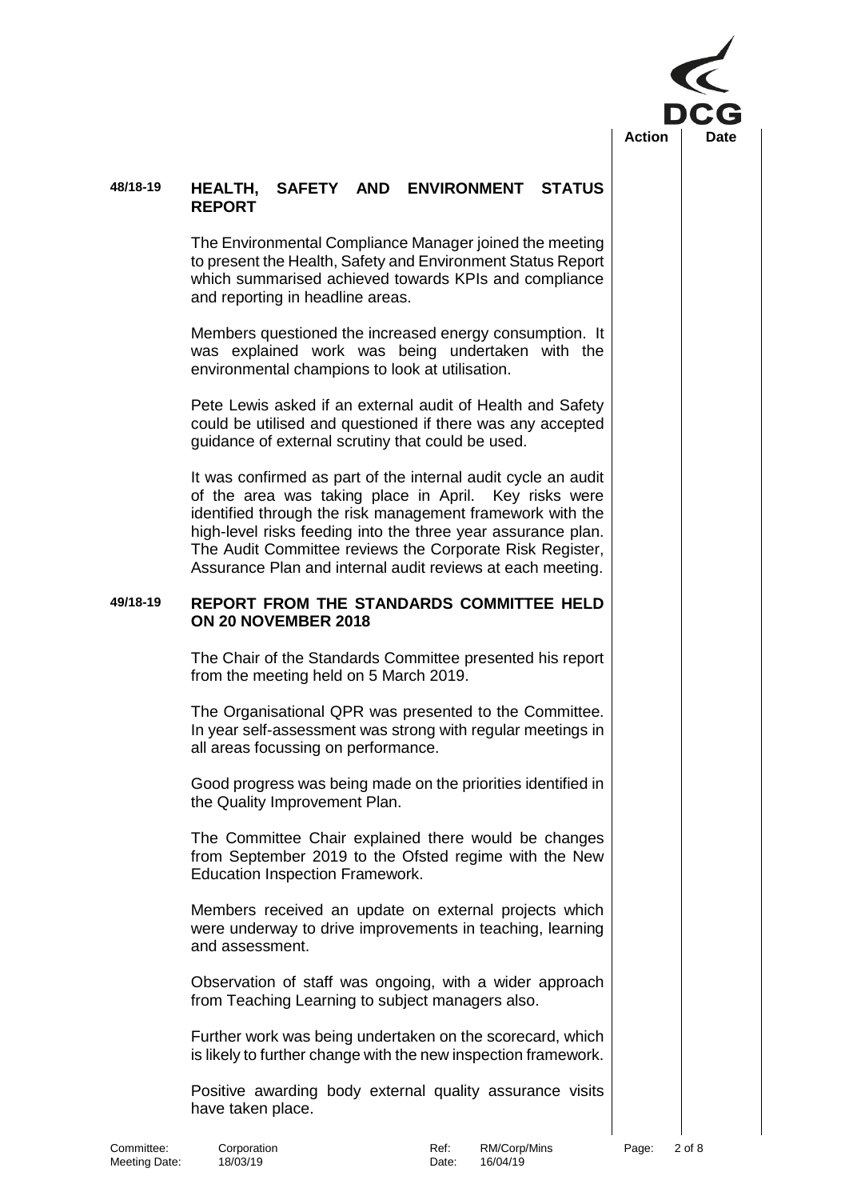## 48/18-19 HEALTH, SAFETY AND ENVIRONMENT STATUS REPORT

The Environmental Compliance Manager joined the meeting to present the Health, Safety and Environment Status Report which summarised achieved towards KPIs and compliance and reporting in headline areas.

Members questioned the increased energy consumption. It was explained work was being undertaken with the environmental champions to look at utilisation.

Pete Lewis asked if an external audit of Health and Safety could be utilised and questioned if there was any accepted guidance of external scrutiny that could be used.

It was confirmed as part of the internal audit cycle an audit of the area was taking place in April. Key risks were identified through the risk management framework with the high-level risks feeding into the three year assurance plan. The Audit Committee reviews the Corporate Risk Register, Assurance Plan and internal audit reviews at each meeting.

## 49/18-19 REPORT FROM THE STANDARDS COMMITTEE HELD ON 20 NOVEMBER 2018

The Chair of the Standards Committee presented his report from the meeting held on 5 March 2019.

The Organisational QPR was presented to the Committee. In year self-assessment was strong with regular meetings in all areas focussing on performance.

Good progress was being made on the priorities identified in the Quality Improvement Plan.

The Committee Chair explained there would be changes from September 2019 to the Ofsted regime with the New Education Inspection Framework.

Members received an update on external projects which were underway to drive improvements in teaching, learning and assessment.

Observation of staff was ongoing, with a wider approach from Teaching Learning to subject managers also.

Further work was being undertaken on the scorecard, which is likely to further change with the new inspection framework.

Positive awarding body external quality assurance visits have taken place.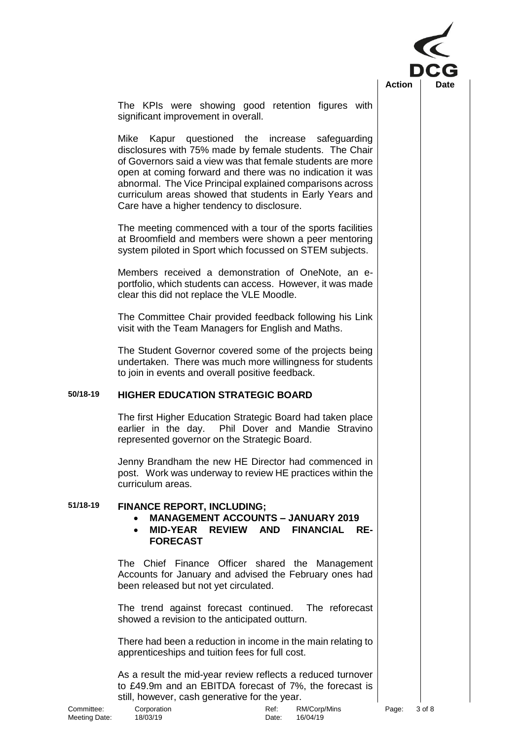The KPIs were showing good retention figures with significant improvement in overall.

Mike Kapur questioned the increase safeguarding disclosures with 75% made by female students. The Chair of Governors said a view was that female students are more open at coming forward and there was no indication it was abnormal. The Vice Principal explained comparisons across curriculum areas showed that students in Early Years and Care have a higher tendency to disclosure.

The meeting commenced with a tour of the sports facilities at Broomfield and members were shown a peer mentoring system piloted in Sport which focussed on STEM subjects.

Members received a demonstration of OneNote, an e-portfolio, which students can access. However, it was made clear this did not replace the VLE Moodle.

The Committee Chair provided feedback following his Link visit with the Team Managers for English and Maths.

The Student Governor covered some of the projects being undertaken. There was much more willingness for students to join in events and overall positive feedback.

## 50/18-19 HIGHER EDUCATION STRATEGIC BOARD

The first Higher Education Strategic Board had taken place earlier in the day. Phil Dover and Mandie Stravino represented governor on the Strategic Board.

Jenny Brandham the new HE Director had commenced in post. Work was underway to review HE practices within the curriculum areas.

## 51/18-19 FINANCE REPORT, INCLUDING;

- **MANAGEMENT ACCOUNTS – JANUARY 2019**
- **MID-YEAR REVIEW AND FINANCIAL RE-FORECAST**

The Chief Finance Officer shared the Management Accounts for January and advised the February ones had been released but not yet circulated.

The trend against forecast continued. The reforecast showed a revision to the anticipated outturn.

There had been a reduction in income in the main relating to apprenticeships and tuition fees for full cost.

As a result the mid-year review reflects a reduced turnover to £49.9m and an EBITDA forecast of 7%, the forecast is still, however, cash generative for the year.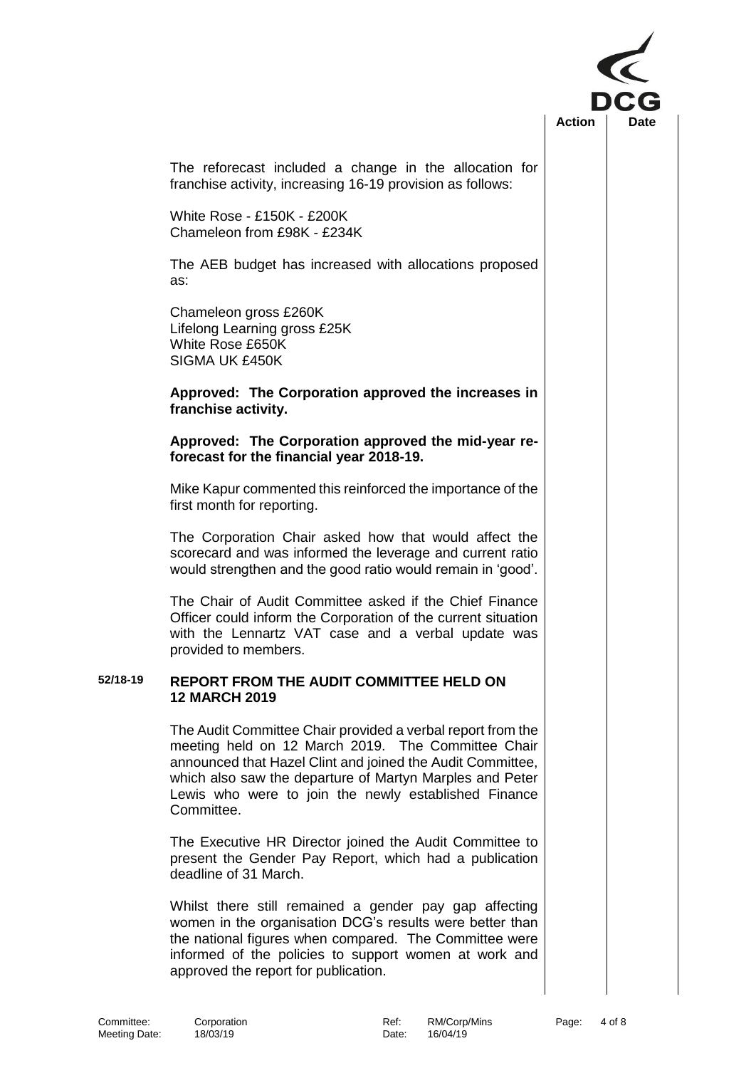The reforecast included a change in the allocation for franchise activity, increasing 16-19 provision as follows:

White Rose - £150K - £200K
Chameleon from £98K - £234K

The AEB budget has increased with allocations proposed as:

Chameleon gross £260K
Lifelong Learning gross £25K
White Rose £650K
SIGMA UK £450K

**Approved: The Corporation approved the increases in franchise activity.**

**Approved: The Corporation approved the mid-year re-forecast for the financial year 2018-19.**

Mike Kapur commented this reinforced the importance of the first month for reporting.

The Corporation Chair asked how that would affect the scorecard and was informed the leverage and current ratio would strengthen and the good ratio would remain in 'good'.

The Chair of Audit Committee asked if the Chief Finance Officer could inform the Corporation of the current situation with the Lennartz VAT case and a verbal update was provided to members.

## 52/18-19 REPORT FROM THE AUDIT COMMITTEE HELD ON 12 MARCH 2019

The Audit Committee Chair provided a verbal report from the meeting held on 12 March 2019. The Committee Chair announced that Hazel Clint and joined the Audit Committee, which also saw the departure of Martyn Marples and Peter Lewis who were to join the newly established Finance Committee.

The Executive HR Director joined the Audit Committee to present the Gender Pay Report, which had a publication deadline of 31 March.

Whilst there still remained a gender pay gap affecting women in the organisation DCG's results were better than the national figures when compared. The Committee were informed of the policies to support women at work and approved the report for publication.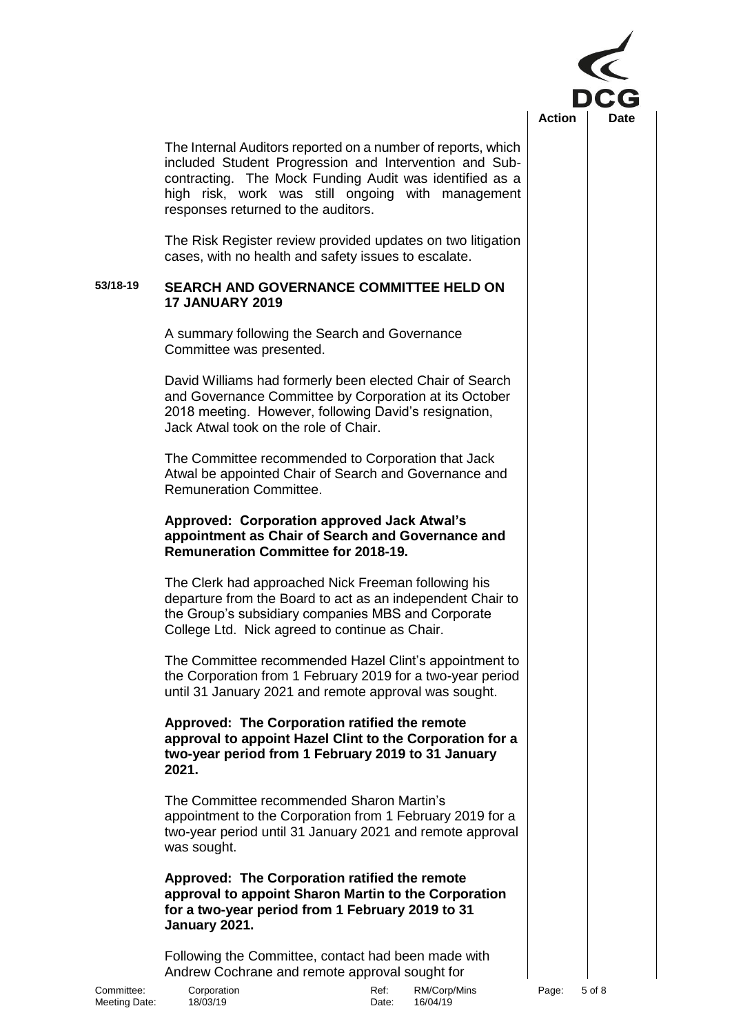The Internal Auditors reported on a number of reports, which included Student Progression and Intervention and Sub-contracting. The Mock Funding Audit was identified as a high risk, work was still ongoing with management responses returned to the auditors.

The Risk Register review provided updates on two litigation cases, with no health and safety issues to escalate.

## 53/18-19 SEARCH AND GOVERNANCE COMMITTEE HELD ON 17 JANUARY 2019

A summary following the Search and Governance Committee was presented.

David Williams had formerly been elected Chair of Search and Governance Committee by Corporation at its October 2018 meeting. However, following David's resignation, Jack Atwal took on the role of Chair.

The Committee recommended to Corporation that Jack Atwal be appointed Chair of Search and Governance and Remuneration Committee.

**Approved: Corporation approved Jack Atwal's appointment as Chair of Search and Governance and Remuneration Committee for 2018-19.**

The Clerk had approached Nick Freeman following his departure from the Board to act as an independent Chair to the Group's subsidiary companies MBS and Corporate College Ltd. Nick agreed to continue as Chair.

The Committee recommended Hazel Clint's appointment to the Corporation from 1 February 2019 for a two-year period until 31 January 2021 and remote approval was sought.

**Approved: The Corporation ratified the remote approval to appoint Hazel Clint to the Corporation for a two-year period from 1 February 2019 to 31 January 2021.**

The Committee recommended Sharon Martin's appointment to the Corporation from 1 February 2019 for a two-year period until 31 January 2021 and remote approval was sought.

**Approved: The Corporation ratified the remote approval to appoint Sharon Martin to the Corporation for a two-year period from 1 February 2019 to 31 January 2021.**

Following the Committee, contact had been made with Andrew Cochrane and remote approval sought for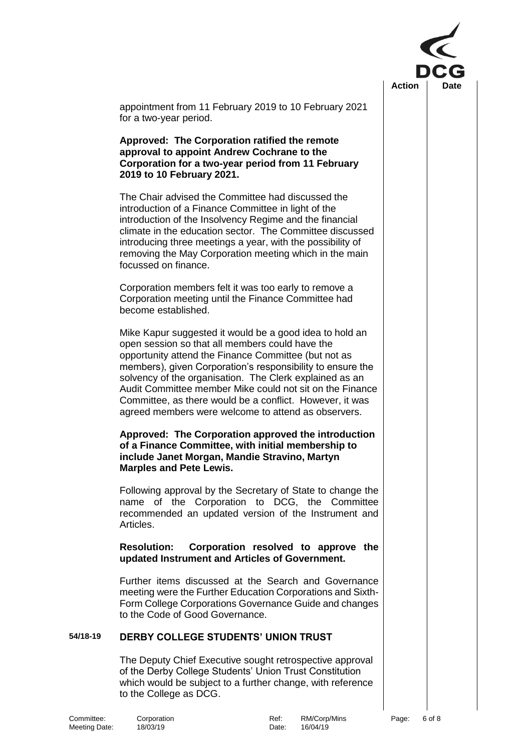appointment from 11 February 2019 to 10 February 2021 for a two-year period.

**Approved: The Corporation ratified the remote approval to appoint Andrew Cochrane to the Corporation for a two-year period from 11 February 2019 to 10 February 2021.**

The Chair advised the Committee had discussed the introduction of a Finance Committee in light of the introduction of the Insolvency Regime and the financial climate in the education sector. The Committee discussed introducing three meetings a year, with the possibility of removing the May Corporation meeting which in the main focussed on finance.

Corporation members felt it was too early to remove a Corporation meeting until the Finance Committee had become established.

Mike Kapur suggested it would be a good idea to hold an open session so that all members could have the opportunity attend the Finance Committee (but not as members), given Corporation's responsibility to ensure the solvency of the organisation. The Clerk explained as an Audit Committee member Mike could not sit on the Finance Committee, as there would be a conflict. However, it was agreed members were welcome to attend as observers.

**Approved: The Corporation approved the introduction of a Finance Committee, with initial membership to include Janet Morgan, Mandie Stravino, Martyn Marples and Pete Lewis.**

Following approval by the Secretary of State to change the name of the Corporation to DCG, the Committee recommended an updated version of the Instrument and Articles.

**Resolution: Corporation resolved to approve the updated Instrument and Articles of Government.**

Further items discussed at the Search and Governance meeting were the Further Education Corporations and Sixth-Form College Corporations Governance Guide and changes to the Code of Good Governance.

## 54/18-19 DERBY COLLEGE STUDENTS' UNION TRUST

The Deputy Chief Executive sought retrospective approval of the Derby College Students' Union Trust Constitution which would be subject to a further change, with reference to the College as DCG.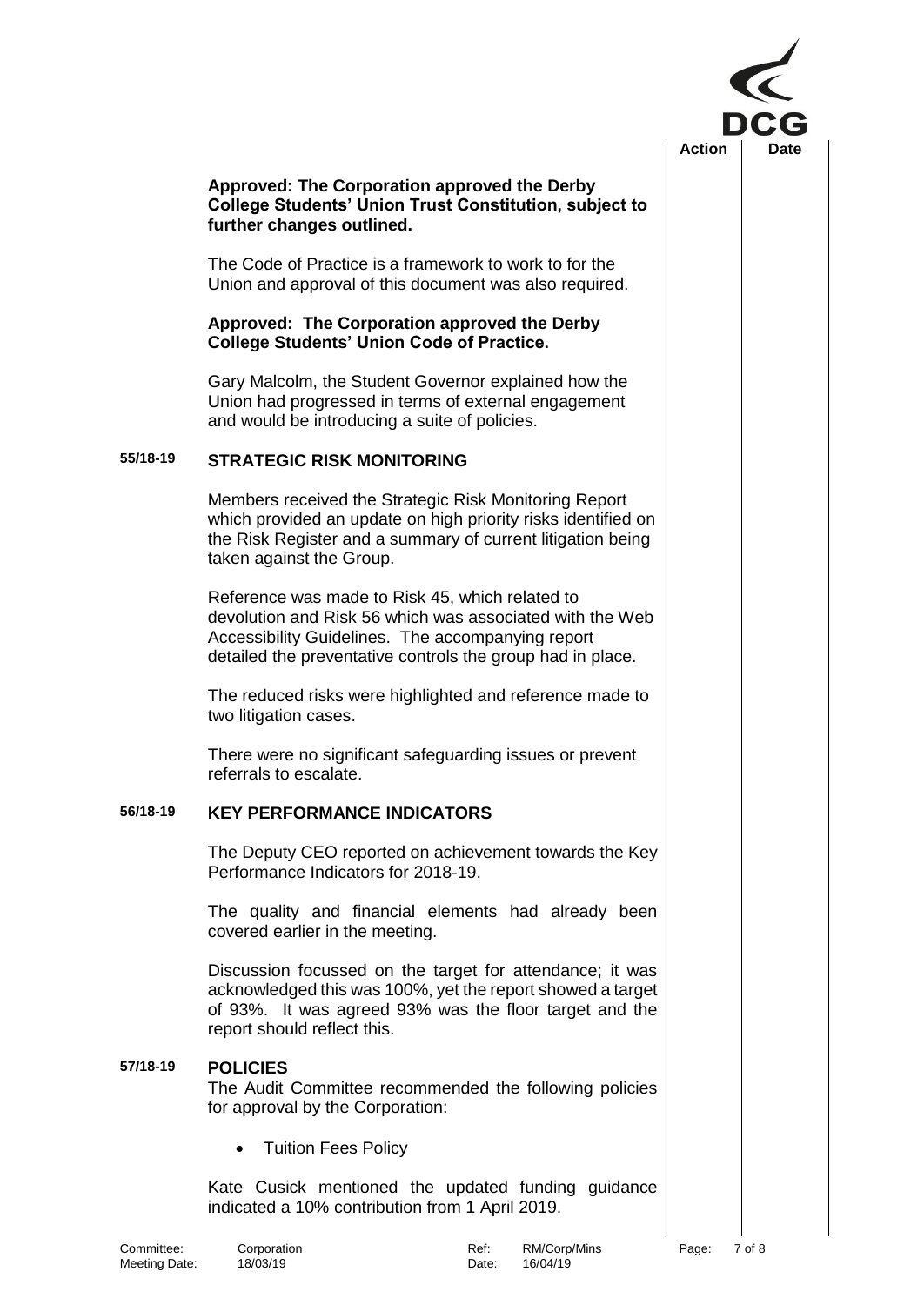**Approved: The Corporation approved the Derby College Students' Union Trust Constitution, subject to further changes outlined.**

The Code of Practice is a framework to work to for the Union and approval of this document was also required.

**Approved: The Corporation approved the Derby College Students' Union Code of Practice.**

Gary Malcolm, the Student Governor explained how the Union had progressed in terms of external engagement and would be introducing a suite of policies.

## 55/18-19 STRATEGIC RISK MONITORING

Members received the Strategic Risk Monitoring Report which provided an update on high priority risks identified on the Risk Register and a summary of current litigation being taken against the Group.

Reference was made to Risk 45, which related to devolution and Risk 56 which was associated with the Web Accessibility Guidelines. The accompanying report detailed the preventative controls the group had in place.

The reduced risks were highlighted and reference made to two litigation cases.

There were no significant safeguarding issues or prevent referrals to escalate.

## 56/18-19 KEY PERFORMANCE INDICATORS

The Deputy CEO reported on achievement towards the Key Performance Indicators for 2018-19.

The quality and financial elements had already been covered earlier in the meeting.

Discussion focussed on the target for attendance; it was acknowledged this was 100%, yet the report showed a target of 93%. It was agreed 93% was the floor target and the report should reflect this.

## 57/18-19 POLICIES

The Audit Committee recommended the following policies for approval by the Corporation:

- Tuition Fees Policy

Kate Cusick mentioned the updated funding guidance indicated a 10% contribution from 1 April 2019.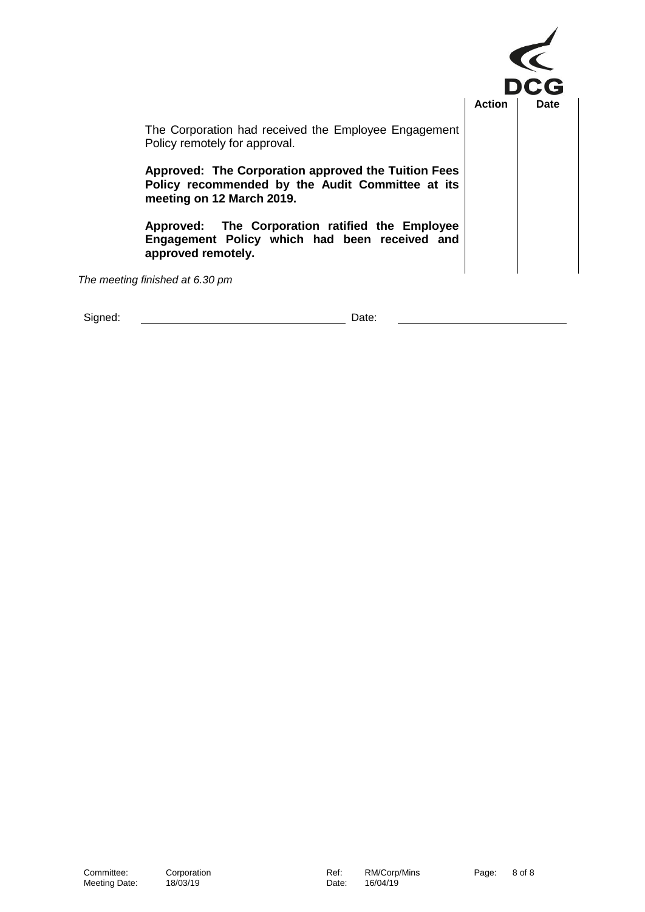| | Action | Date |
|---|---|---|
| The Corporation had received the Employee Engagement Policy remotely for approval. | | |
| **Approved: The Corporation approved the Tuition Fees Policy recommended by the Audit Committee at its meeting on 12 March 2019.** | | |
| **Approved: The Corporation ratified the Employee Engagement Policy which had been received and approved remotely.** | | |

*The meeting finished at 6.30 pm*

Signed: ______________________________ Date: ______________________________